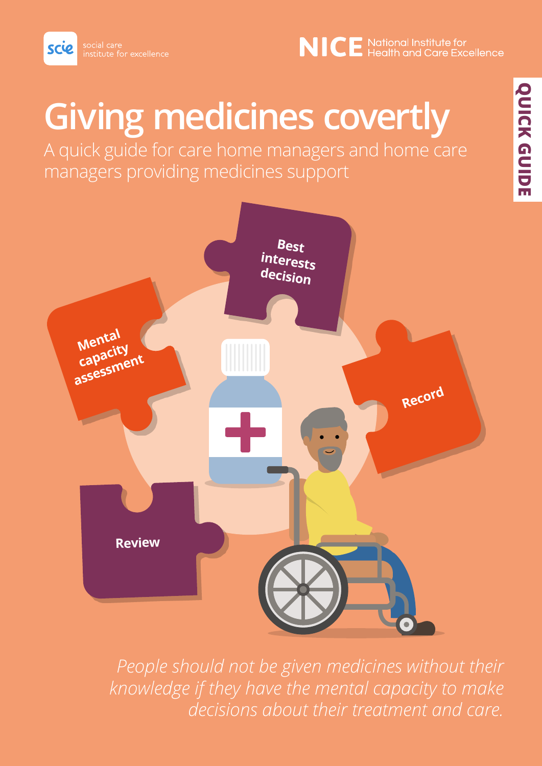social care institute for excellence

NICE National Institute for Health and Care Excellence

QUICK GUIDE

# Giving medicines covertly

A quick guide for care home managers and home care managers providing medicines support

Mental capacity assessment

Best interests decision

Record

Review

*People should not be given medicines without their knowledge if they have the mental capacity to make decisions about their treatment and care.*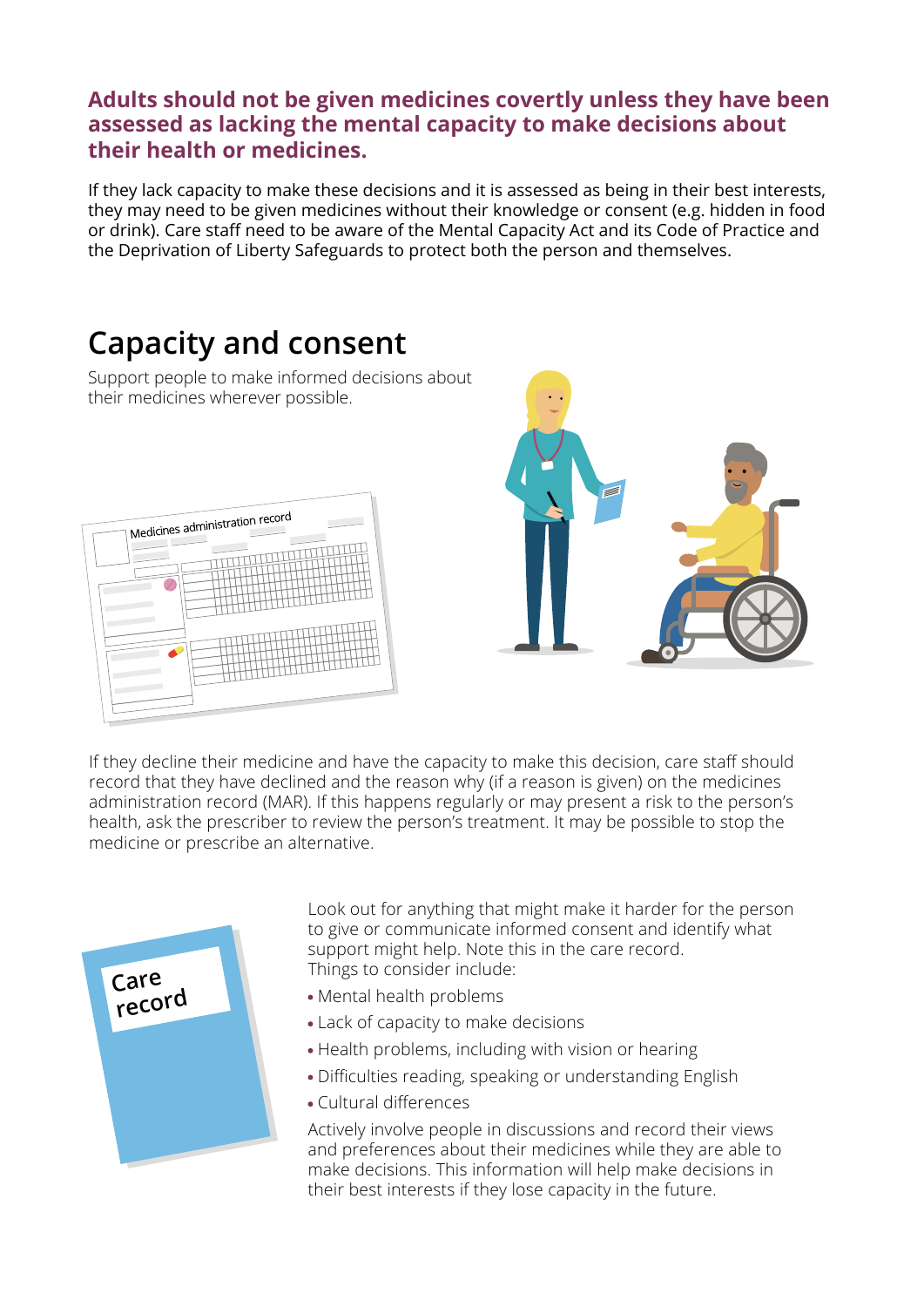**Adults should not be given medicines covertly unless they have been assessed as lacking the mental capacity to make decisions about their health or medicines.**

If they lack capacity to make these decisions and it is assessed as being in their best interests, they may need to be given medicines without their knowledge or consent (e.g. hidden in food or drink). Care staff need to be aware of the Mental Capacity Act and its Code of Practice and the Deprivation of Liberty Safeguards to protect both the person and themselves.

## Capacity and consent

Support people to make informed decisions about their medicines wherever possible.

If they decline their medicine and have the capacity to make this decision, care staff should record that they have declined and the reason why (if a reason is given) on the medicines administration record (MAR). If this happens regularly or may present a risk to the person's health, ask the prescriber to review the person's treatment. It may be possible to stop the medicine or prescribe an alternative.

Look out for anything that might make it harder for the person to give or communicate informed consent and identify what support might help. Note this in the care record.
Things to consider include:

- Mental health problems
- Lack of capacity to make decisions
- Health problems, including with vision or hearing
- Difficulties reading, speaking or understanding English
- Cultural differences

Actively involve people in discussions and record their views and preferences about their medicines while they are able to make decisions. This information will help make decisions in their best interests if they lose capacity in the future.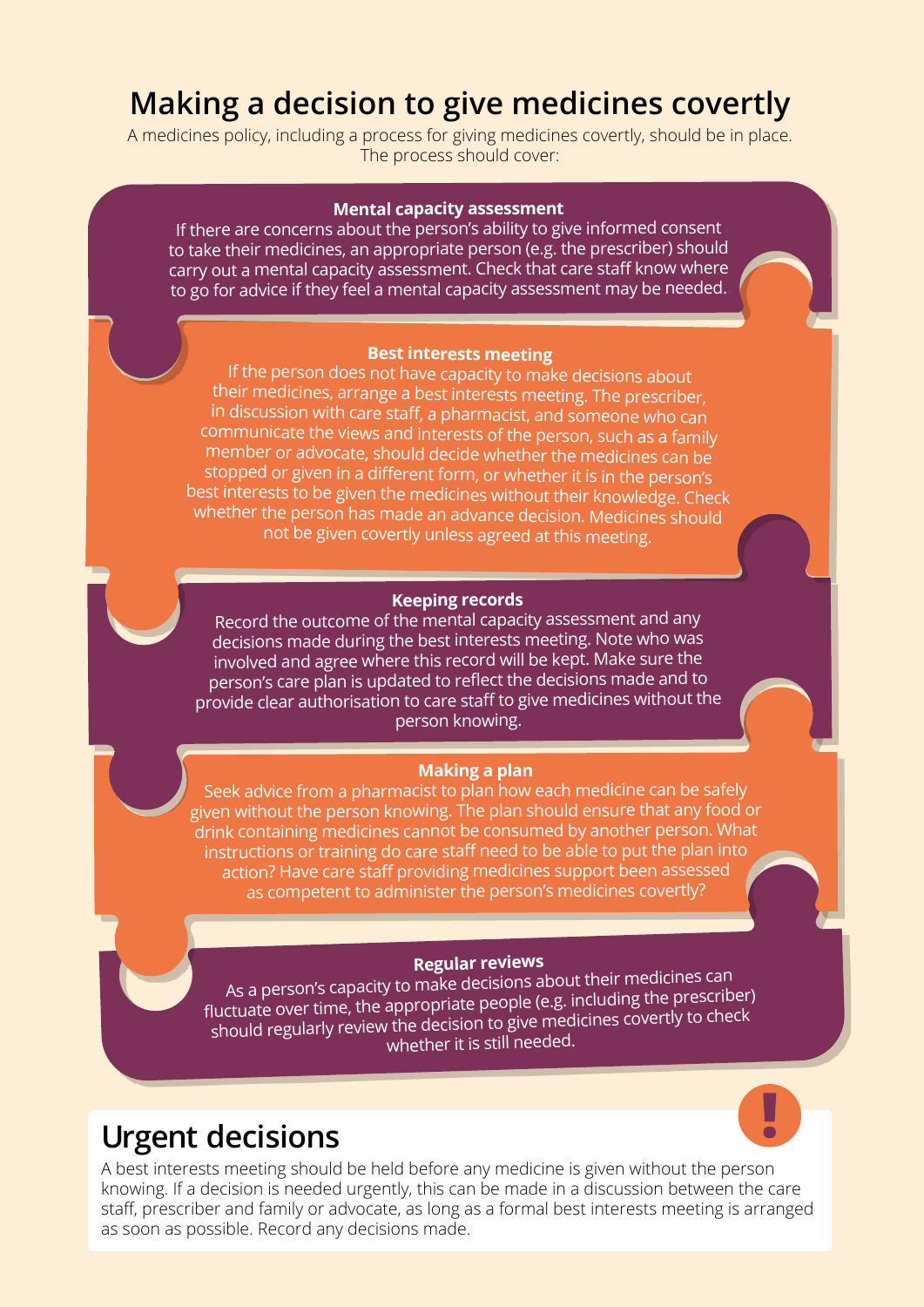# Making a decision to give medicines covertly

A medicines policy, including a process for giving medicines covertly, should be in place. The process should cover:

### Mental capacity assessment

If there are concerns about the person's ability to give informed consent to take their medicines, an appropriate person (e.g. the prescriber) should carry out a mental capacity assessment. Check that care staff know where to go for advice if they feel a mental capacity assessment may be needed.

### Best interests meeting

If the person does not have capacity to make decisions about their medicines, arrange a best interests meeting. The prescriber, in discussion with care staff, a pharmacist, and someone who can communicate the views and interests of the person, such as a family member or advocate, should decide whether the medicines can be stopped or given in a different form, or whether it is in the person's best interests to be given the medicines without their knowledge. Check whether the person has made an advance decision. Medicines should not be given covertly unless agreed at this meeting.

### Keeping records

Record the outcome of the mental capacity assessment and any decisions made during the best interests meeting. Note who was involved and agree where this record will be kept. Make sure the person's care plan is updated to reflect the decisions made and to provide clear authorisation to care staff to give medicines without the person knowing.

### Making a plan

Seek advice from a pharmacist to plan how each medicine can be safely given without the person knowing. The plan should ensure that any food or drink containing medicines cannot be consumed by another person. What instructions or training do care staff need to be able to put the plan into action? Have care staff providing medicines support been assessed as competent to administer the person's medicines covertly?

### Regular reviews

As a person's capacity to make decisions about their medicines can fluctuate over time, the appropriate people (e.g. including the prescriber) should regularly review the decision to give medicines covertly to check whether it is still needed.

## Urgent decisions

A best interests meeting should be held before any medicine is given without the person knowing. If a decision is needed urgently, this can be made in a discussion between the care staff, prescriber and family or advocate, as long as a formal best interests meeting is arranged as soon as possible. Record any decisions made.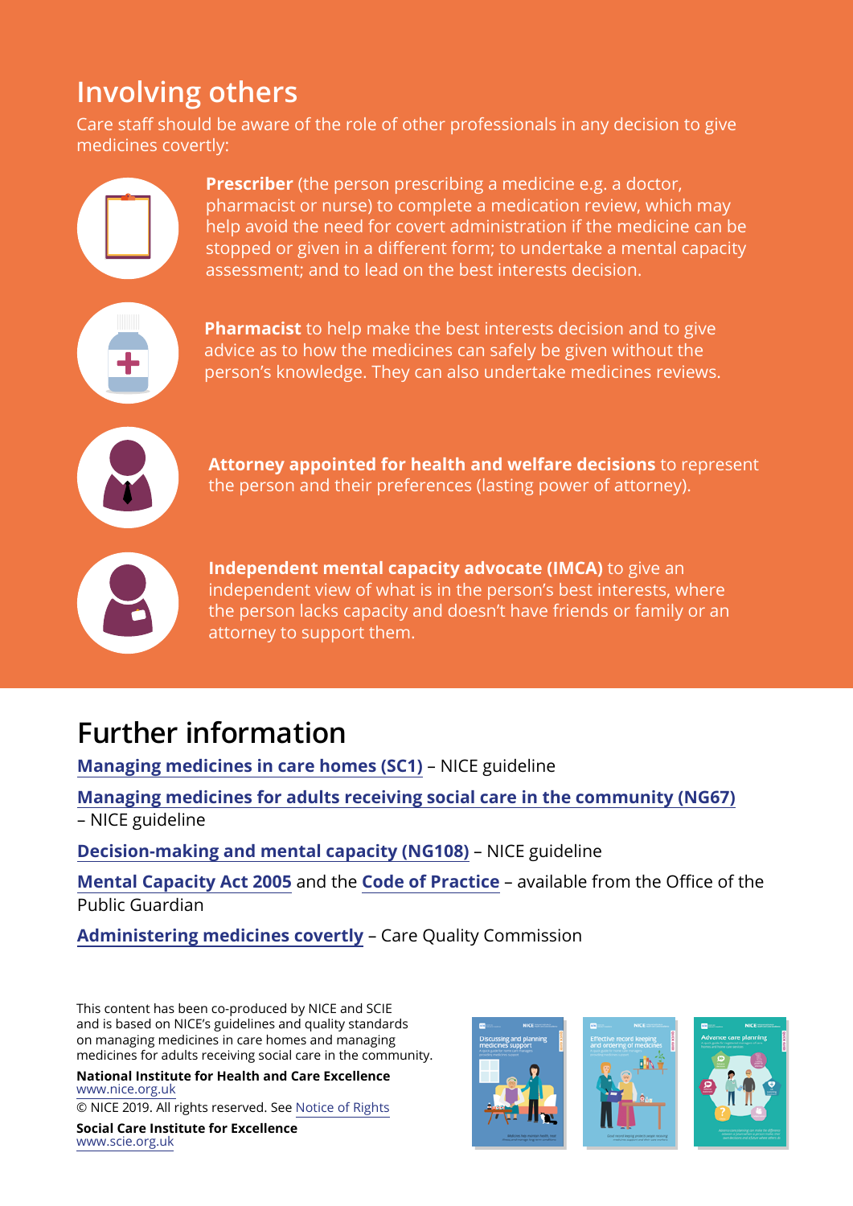## Involving others

Care staff should be aware of the role of other professionals in any decision to give medicines covertly:

**Prescriber** (the person prescribing a medicine e.g. a doctor, pharmacist or nurse) to complete a medication review, which may help avoid the need for covert administration if the medicine can be stopped or given in a different form; to undertake a mental capacity assessment; and to lead on the best interests decision.

**Pharmacist** to help make the best interests decision and to give advice as to how the medicines can safely be given without the person's knowledge. They can also undertake medicines reviews.

**Attorney appointed for health and welfare decisions** to represent the person and their preferences (lasting power of attorney).

**Independent mental capacity advocate (IMCA)** to give an independent view of what is in the person's best interests, where the person lacks capacity and doesn't have friends or family or an attorney to support them.

## Further information

**Managing medicines in care homes (SC1)** – NICE guideline

**Managing medicines for adults receiving social care in the community (NG67)** – NICE guideline

**Decision-making and mental capacity (NG108)** – NICE guideline

**Mental Capacity Act 2005** and the **Code of Practice** – available from the Office of the Public Guardian

**Administering medicines covertly** – Care Quality Commission

This content has been co-produced by NICE and SCIE and is based on NICE's guidelines and quality standards on managing medicines in care homes and managing medicines for adults receiving social care in the community.

**National Institute for Health and Care Excellence**
www.nice.org.uk

© NICE 2019. All rights reserved. See Notice of Rights

**Social Care Institute for Excellence**
www.scie.org.uk